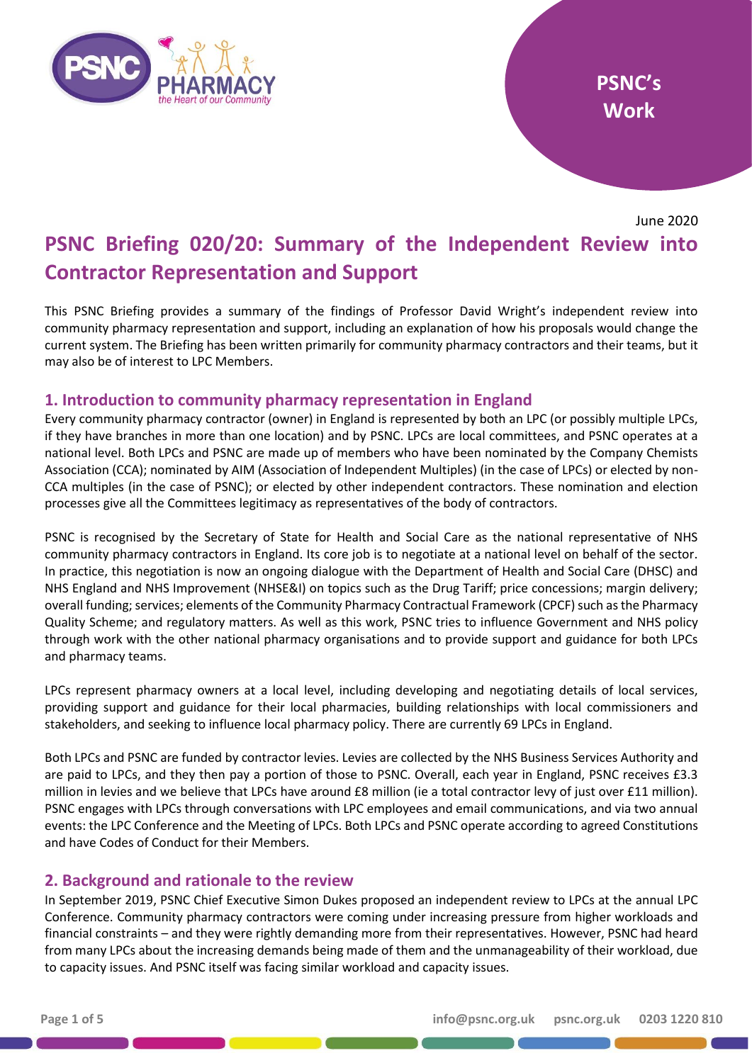PSNC's Work

June 2020

# PSNC Briefing 020/20: Summary of the Independent Review into Contractor Representation and Support

This PSNC Briefing provides a summary of the findings of Professor David Wright's independent review into community pharmacy representation and support, including an explanation of how his proposals would change the current system. The Briefing has been written primarily for community pharmacy contractors and their teams, but it may also be of interest to LPC Members.

## 1. Introduction to community pharmacy representation in England

Every community pharmacy contractor (owner) in England is represented by both an LPC (or possibly multiple LPCs, if they have branches in more than one location) and by PSNC. LPCs are local committees, and PSNC operates at a national level. Both LPCs and PSNC are made up of members who have been nominated by the Company Chemists Association (CCA); nominated by AIM (Association of Independent Multiples) (in the case of LPCs) or elected by non-CCA multiples (in the case of PSNC); or elected by other independent contractors. These nomination and election processes give all the Committees legitimacy as representatives of the body of contractors.

PSNC is recognised by the Secretary of State for Health and Social Care as the national representative of NHS community pharmacy contractors in England. Its core job is to negotiate at a national level on behalf of the sector. In practice, this negotiation is now an ongoing dialogue with the Department of Health and Social Care (DHSC) and NHS England and NHS Improvement (NHSE&I) on topics such as the Drug Tariff; price concessions; margin delivery; overall funding; services; elements of the Community Pharmacy Contractual Framework (CPCF) such as the Pharmacy Quality Scheme; and regulatory matters. As well as this work, PSNC tries to influence Government and NHS policy through work with the other national pharmacy organisations and to provide support and guidance for both LPCs and pharmacy teams.

LPCs represent pharmacy owners at a local level, including developing and negotiating details of local services, providing support and guidance for their local pharmacies, building relationships with local commissioners and stakeholders, and seeking to influence local pharmacy policy. There are currently 69 LPCs in England.

Both LPCs and PSNC are funded by contractor levies. Levies are collected by the NHS Business Services Authority and are paid to LPCs, and they then pay a portion of those to PSNC. Overall, each year in England, PSNC receives £3.3 million in levies and we believe that LPCs have around £8 million (ie a total contractor levy of just over £11 million). PSNC engages with LPCs through conversations with LPC employees and email communications, and via two annual events: the LPC Conference and the Meeting of LPCs. Both LPCs and PSNC operate according to agreed Constitutions and have Codes of Conduct for their Members.

## 2. Background and rationale to the review

In September 2019, PSNC Chief Executive Simon Dukes proposed an independent review to LPCs at the annual LPC Conference. Community pharmacy contractors were coming under increasing pressure from higher workloads and financial constraints – and they were rightly demanding more from their representatives. However, PSNC had heard from many LPCs about the increasing demands being made of them and the unmanageability of their workload, due to capacity issues. And PSNC itself was facing similar workload and capacity issues.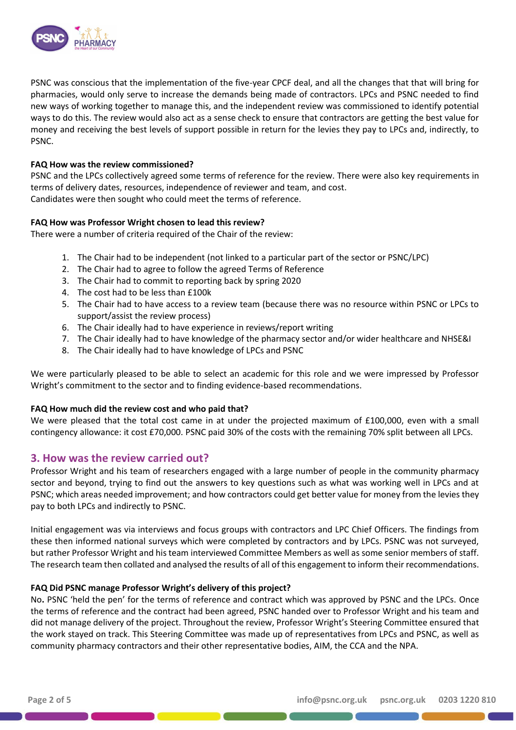PSNC was conscious that the implementation of the five-year CPCF deal, and all the changes that that will bring for pharmacies, would only serve to increase the demands being made of contractors. LPCs and PSNC needed to find new ways of working together to manage this, and the independent review was commissioned to identify potential ways to do this. The review would also act as a sense check to ensure that contractors are getting the best value for money and receiving the best levels of support possible in return for the levies they pay to LPCs and, indirectly, to PSNC.

**FAQ How was the review commissioned?**
PSNC and the LPCs collectively agreed some terms of reference for the review. There were also key requirements in terms of delivery dates, resources, independence of reviewer and team, and cost.
Candidates were then sought who could meet the terms of reference.

**FAQ How was Professor Wright chosen to lead this review?**
There were a number of criteria required of the Chair of the review:

1. The Chair had to be independent (not linked to a particular part of the sector or PSNC/LPC)
2. The Chair had to agree to follow the agreed Terms of Reference
3. The Chair had to commit to reporting back by spring 2020
4. The cost had to be less than £100k
5. The Chair had to have access to a review team (because there was no resource within PSNC or LPCs to support/assist the review process)
6. The Chair ideally had to have experience in reviews/report writing
7. The Chair ideally had to have knowledge of the pharmacy sector and/or wider healthcare and NHSE&I
8. The Chair ideally had to have knowledge of LPCs and PSNC

We were particularly pleased to be able to select an academic for this role and we were impressed by Professor Wright's commitment to the sector and to finding evidence-based recommendations.

**FAQ How much did the review cost and who paid that?**
We were pleased that the total cost came in at under the projected maximum of £100,000, even with a small contingency allowance: it cost £70,000. PSNC paid 30% of the costs with the remaining 70% split between all LPCs.

## 3. How was the review carried out?

Professor Wright and his team of researchers engaged with a large number of people in the community pharmacy sector and beyond, trying to find out the answers to key questions such as what was working well in LPCs and at PSNC; which areas needed improvement; and how contractors could get better value for money from the levies they pay to both LPCs and indirectly to PSNC.

Initial engagement was via interviews and focus groups with contractors and LPC Chief Officers. The findings from these then informed national surveys which were completed by contractors and by LPCs. PSNC was not surveyed, but rather Professor Wright and his team interviewed Committee Members as well as some senior members of staff. The research team then collated and analysed the results of all of this engagement to inform their recommendations.

**FAQ Did PSNC manage Professor Wright's delivery of this project?**
No**.** PSNC 'held the pen' for the terms of reference and contract which was approved by PSNC and the LPCs. Once the terms of reference and the contract had been agreed, PSNC handed over to Professor Wright and his team and did not manage delivery of the project. Throughout the review, Professor Wright's Steering Committee ensured that the work stayed on track. This Steering Committee was made up of representatives from LPCs and PSNC, as well as community pharmacy contractors and their other representative bodies, AIM, the CCA and the NPA.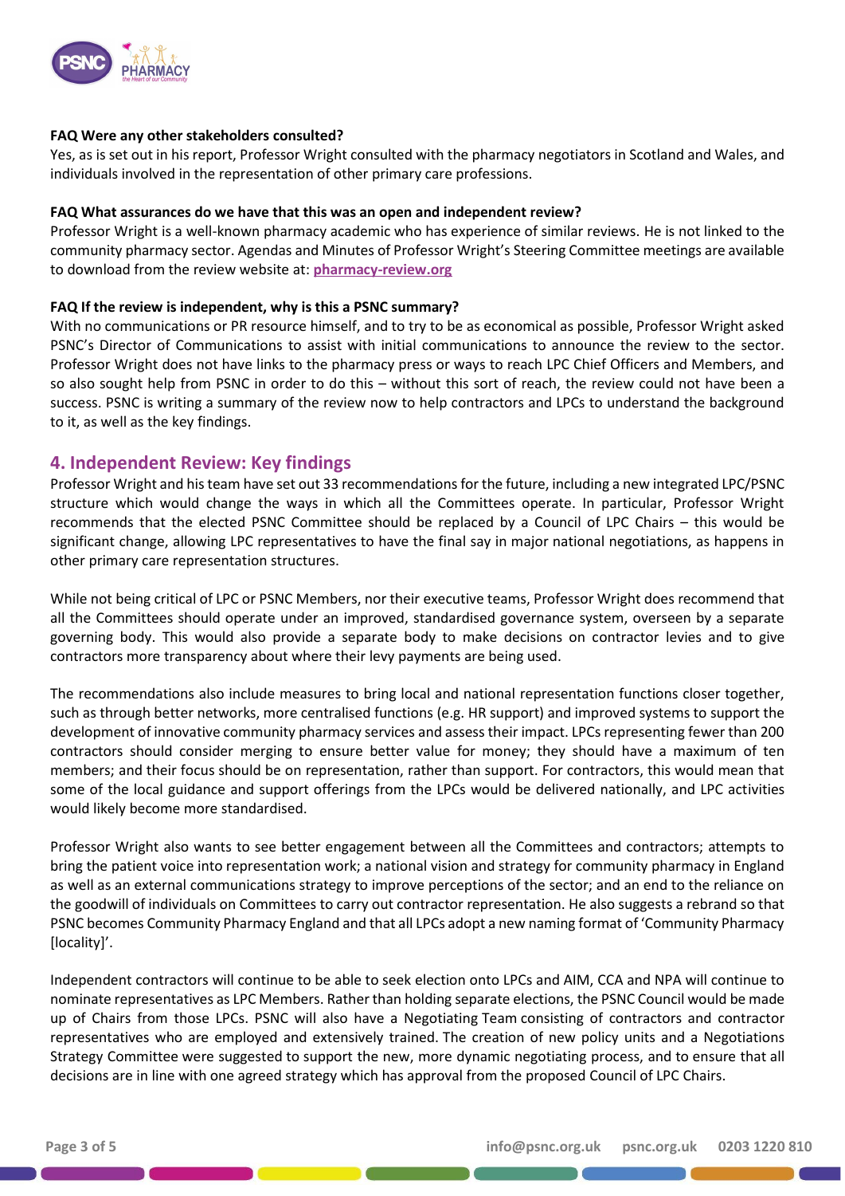**FAQ Were any other stakeholders consulted?**
Yes, as is set out in his report, Professor Wright consulted with the pharmacy negotiators in Scotland and Wales, and individuals involved in the representation of other primary care professions.

**FAQ What assurances do we have that this was an open and independent review?**
Professor Wright is a well-known pharmacy academic who has experience of similar reviews. He is not linked to the community pharmacy sector. Agendas and Minutes of Professor Wright's Steering Committee meetings are available to download from the review website at: **pharmacy-review.org**

**FAQ If the review is independent, why is this a PSNC summary?**
With no communications or PR resource himself, and to try to be as economical as possible, Professor Wright asked PSNC's Director of Communications to assist with initial communications to announce the review to the sector. Professor Wright does not have links to the pharmacy press or ways to reach LPC Chief Officers and Members, and so also sought help from PSNC in order to do this – without this sort of reach, the review could not have been a success. PSNC is writing a summary of the review now to help contractors and LPCs to understand the background to it, as well as the key findings.

## 4. Independent Review: Key findings

Professor Wright and his team have set out 33 recommendations for the future, including a new integrated LPC/PSNC structure which would change the ways in which all the Committees operate. In particular, Professor Wright recommends that the elected PSNC Committee should be replaced by a Council of LPC Chairs – this would be significant change, allowing LPC representatives to have the final say in major national negotiations, as happens in other primary care representation structures.

While not being critical of LPC or PSNC Members, nor their executive teams, Professor Wright does recommend that all the Committees should operate under an improved, standardised governance system, overseen by a separate governing body. This would also provide a separate body to make decisions on contractor levies and to give contractors more transparency about where their levy payments are being used.

The recommendations also include measures to bring local and national representation functions closer together, such as through better networks, more centralised functions (e.g. HR support) and improved systems to support the development of innovative community pharmacy services and assess their impact. LPCs representing fewer than 200 contractors should consider merging to ensure better value for money; they should have a maximum of ten members; and their focus should be on representation, rather than support. For contractors, this would mean that some of the local guidance and support offerings from the LPCs would be delivered nationally, and LPC activities would likely become more standardised.

Professor Wright also wants to see better engagement between all the Committees and contractors; attempts to bring the patient voice into representation work; a national vision and strategy for community pharmacy in England as well as an external communications strategy to improve perceptions of the sector; and an end to the reliance on the goodwill of individuals on Committees to carry out contractor representation. He also suggests a rebrand so that PSNC becomes Community Pharmacy England and that all LPCs adopt a new naming format of 'Community Pharmacy [locality]'.

Independent contractors will continue to be able to seek election onto LPCs and AIM, CCA and NPA will continue to nominate representatives as LPC Members. Rather than holding separate elections, the PSNC Council would be made up of Chairs from those LPCs. PSNC will also have a Negotiating Team consisting of contractors and contractor representatives who are employed and extensively trained. The creation of new policy units and a Negotiations Strategy Committee were suggested to support the new, more dynamic negotiating process, and to ensure that all decisions are in line with one agreed strategy which has approval from the proposed Council of LPC Chairs.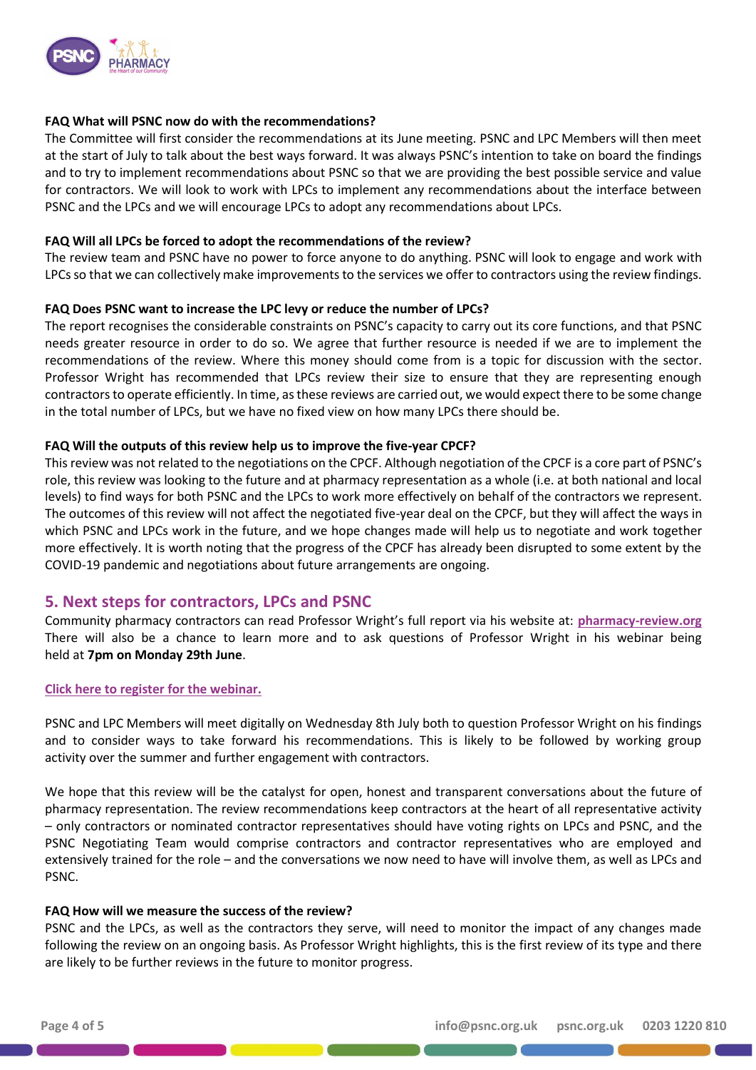**FAQ What will PSNC now do with the recommendations?**

The Committee will first consider the recommendations at its June meeting. PSNC and LPC Members will then meet at the start of July to talk about the best ways forward. It was always PSNC's intention to take on board the findings and to try to implement recommendations about PSNC so that we are providing the best possible service and value for contractors. We will look to work with LPCs to implement any recommendations about the interface between PSNC and the LPCs and we will encourage LPCs to adopt any recommendations about LPCs.

**FAQ Will all LPCs be forced to adopt the recommendations of the review?**

The review team and PSNC have no power to force anyone to do anything. PSNC will look to engage and work with LPCs so that we can collectively make improvements to the services we offer to contractors using the review findings.

**FAQ Does PSNC want to increase the LPC levy or reduce the number of LPCs?**

The report recognises the considerable constraints on PSNC's capacity to carry out its core functions, and that PSNC needs greater resource in order to do so. We agree that further resource is needed if we are to implement the recommendations of the review. Where this money should come from is a topic for discussion with the sector. Professor Wright has recommended that LPCs review their size to ensure that they are representing enough contractors to operate efficiently. In time, as these reviews are carried out, we would expect there to be some change in the total number of LPCs, but we have no fixed view on how many LPCs there should be.

**FAQ Will the outputs of this review help us to improve the five-year CPCF?**

This review was not related to the negotiations on the CPCF. Although negotiation of the CPCF is a core part of PSNC's role, this review was looking to the future and at pharmacy representation as a whole (i.e. at both national and local levels) to find ways for both PSNC and the LPCs to work more effectively on behalf of the contractors we represent. The outcomes of this review will not affect the negotiated five-year deal on the CPCF, but they will affect the ways in which PSNC and LPCs work in the future, and we hope changes made will help us to negotiate and work together more effectively. It is worth noting that the progress of the CPCF has already been disrupted to some extent by the COVID-19 pandemic and negotiations about future arrangements are ongoing.

## 5. Next steps for contractors, LPCs and PSNC

Community pharmacy contractors can read Professor Wright's full report via his website at: **pharmacy-review.org** There will also be a chance to learn more and to ask questions of Professor Wright in his webinar being held at **7pm on Monday 29th June**.

**Click here to register for the webinar.**

PSNC and LPC Members will meet digitally on Wednesday 8th July both to question Professor Wright on his findings and to consider ways to take forward his recommendations. This is likely to be followed by working group activity over the summer and further engagement with contractors.

We hope that this review will be the catalyst for open, honest and transparent conversations about the future of pharmacy representation. The review recommendations keep contractors at the heart of all representative activity – only contractors or nominated contractor representatives should have voting rights on LPCs and PSNC, and the PSNC Negotiating Team would comprise contractors and contractor representatives who are employed and extensively trained for the role – and the conversations we now need to have will involve them, as well as LPCs and PSNC.

**FAQ How will we measure the success of the review?**

PSNC and the LPCs, as well as the contractors they serve, will need to monitor the impact of any changes made following the review on an ongoing basis. As Professor Wright highlights, this is the first review of its type and there are likely to be further reviews in the future to monitor progress.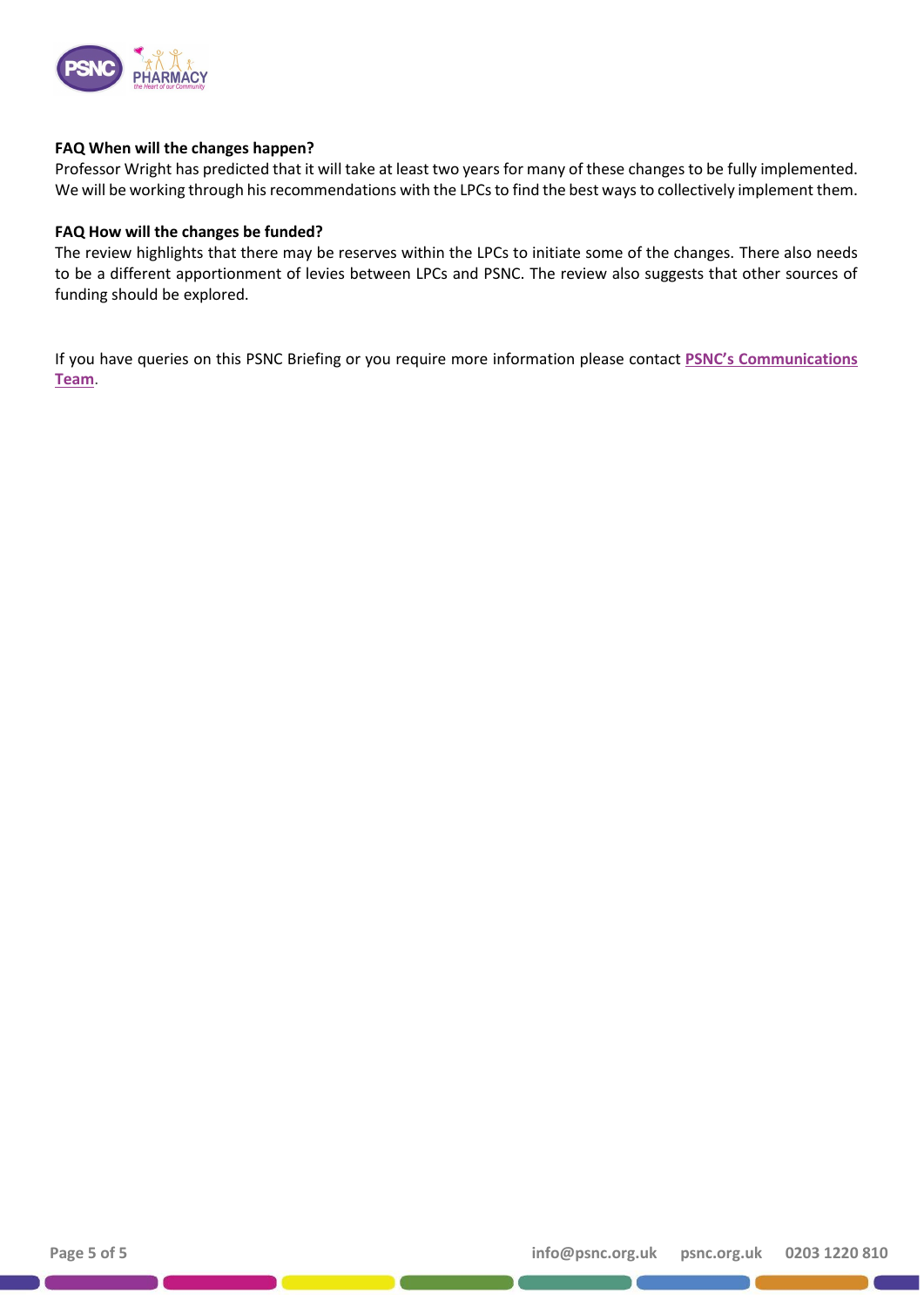**FAQ When will the changes happen?**

Professor Wright has predicted that it will take at least two years for many of these changes to be fully implemented. We will be working through his recommendations with the LPCs to find the best ways to collectively implement them.

**FAQ How will the changes be funded?**

The review highlights that there may be reserves within the LPCs to initiate some of the changes. There also needs to be a different apportionment of levies between LPCs and PSNC. The review also suggests that other sources of funding should be explored.

If you have queries on this PSNC Briefing or you require more information please contact **PSNC's Communications Team**.